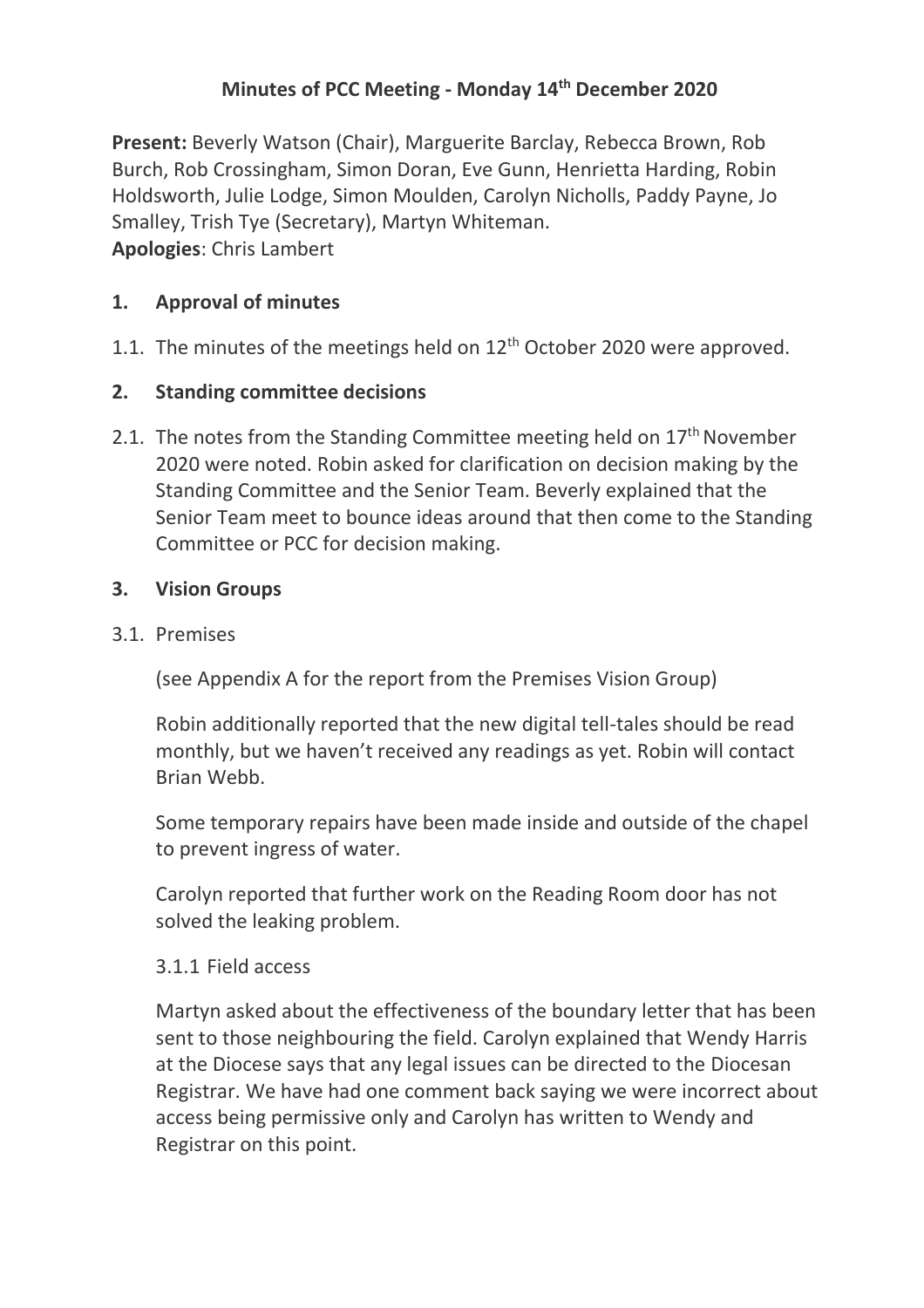# Minutes of PCC Meeting - Monday 14th December 2020

**Present:** Beverly Watson (Chair), Marguerite Barclay, Rebecca Brown, Rob Burch, Rob Crossingham, Simon Doran, Eve Gunn, Henrietta Harding, Robin Holdsworth, Julie Lodge, Simon Moulden, Carolyn Nicholls, Paddy Payne, Jo Smalley, Trish Tye (Secretary), Martyn Whiteman.
**Apologies**: Chris Lambert

## 1. Approval of minutes

1.1. The minutes of the meetings held on 12th October 2020 were approved.

## 2. Standing committee decisions

2.1. The notes from the Standing Committee meeting held on 17th November 2020 were noted. Robin asked for clarification on decision making by the Standing Committee and the Senior Team. Beverly explained that the Senior Team meet to bounce ideas around that then come to the Standing Committee or PCC for decision making.

## 3. Vision Groups

3.1. Premises

(see Appendix A for the report from the Premises Vision Group)

Robin additionally reported that the new digital tell-tales should be read monthly, but we haven't received any readings as yet. Robin will contact Brian Webb.

Some temporary repairs have been made inside and outside of the chapel to prevent ingress of water.

Carolyn reported that further work on the Reading Room door has not solved the leaking problem.

3.1.1 Field access

Martyn asked about the effectiveness of the boundary letter that has been sent to those neighbouring the field. Carolyn explained that Wendy Harris at the Diocese says that any legal issues can be directed to the Diocesan Registrar. We have had one comment back saying we were incorrect about access being permissive only and Carolyn has written to Wendy and Registrar on this point.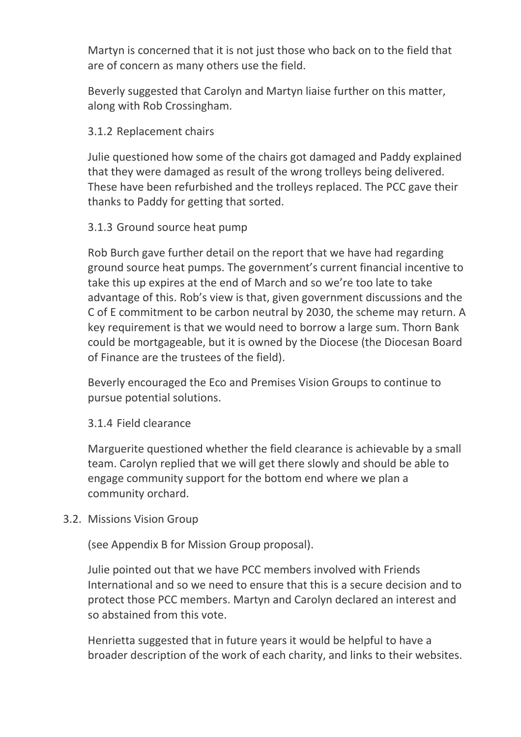Martyn is concerned that it is not just those who back on to the field that are of concern as many others use the field.

Beverly suggested that Carolyn and Martyn liaise further on this matter, along with Rob Crossingham.

3.1.2 Replacement chairs

Julie questioned how some of the chairs got damaged and Paddy explained that they were damaged as result of the wrong trolleys being delivered. These have been refurbished and the trolleys replaced. The PCC gave their thanks to Paddy for getting that sorted.

3.1.3 Ground source heat pump

Rob Burch gave further detail on the report that we have had regarding ground source heat pumps. The government's current financial incentive to take this up expires at the end of March and so we're too late to take advantage of this. Rob's view is that, given government discussions and the C of E commitment to be carbon neutral by 2030, the scheme may return. A key requirement is that we would need to borrow a large sum. Thorn Bank could be mortgageable, but it is owned by the Diocese (the Diocesan Board of Finance are the trustees of the field).

Beverly encouraged the Eco and Premises Vision Groups to continue to pursue potential solutions.

3.1.4 Field clearance

Marguerite questioned whether the field clearance is achievable by a small team. Carolyn replied that we will get there slowly and should be able to engage community support for the bottom end where we plan a community orchard.

3.2. Missions Vision Group

(see Appendix B for Mission Group proposal).

Julie pointed out that we have PCC members involved with Friends International and so we need to ensure that this is a secure decision and to protect those PCC members. Martyn and Carolyn declared an interest and so abstained from this vote.

Henrietta suggested that in future years it would be helpful to have a broader description of the work of each charity, and links to their websites.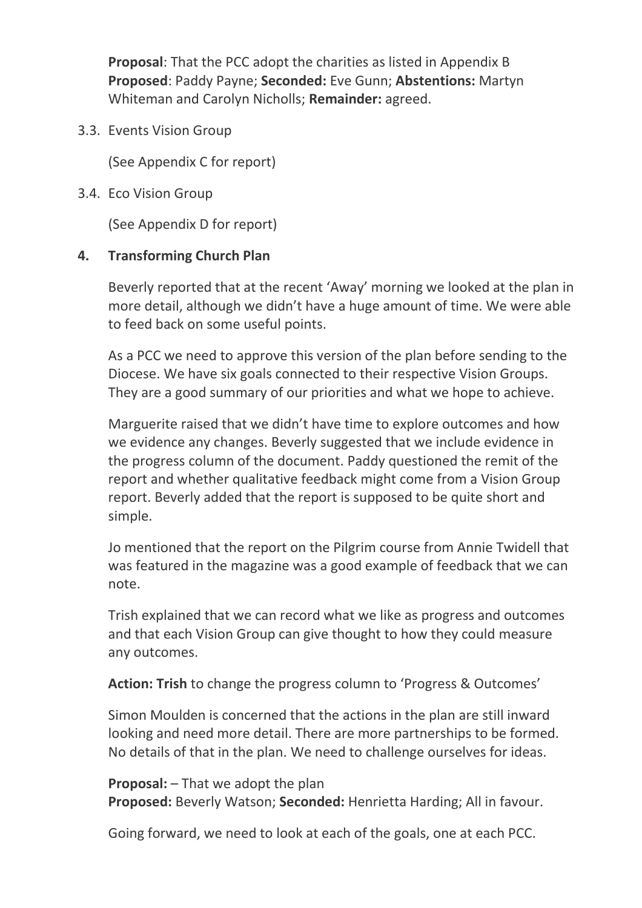**Proposal**: That the PCC adopt the charities as listed in Appendix B
**Proposed**: Paddy Payne; **Seconded:** Eve Gunn; **Abstentions:** Martyn Whiteman and Carolyn Nicholls; **Remainder:** agreed.

3.3. Events Vision Group

(See Appendix C for report)

3.4. Eco Vision Group

(See Appendix D for report)

**4. Transforming Church Plan**

Beverly reported that at the recent 'Away' morning we looked at the plan in more detail, although we didn't have a huge amount of time. We were able to feed back on some useful points.

As a PCC we need to approve this version of the plan before sending to the Diocese. We have six goals connected to their respective Vision Groups. They are a good summary of our priorities and what we hope to achieve.

Marguerite raised that we didn't have time to explore outcomes and how we evidence any changes. Beverly suggested that we include evidence in the progress column of the document. Paddy questioned the remit of the report and whether qualitative feedback might come from a Vision Group report. Beverly added that the report is supposed to be quite short and simple.

Jo mentioned that the report on the Pilgrim course from Annie Twidell that was featured in the magazine was a good example of feedback that we can note.

Trish explained that we can record what we like as progress and outcomes and that each Vision Group can give thought to how they could measure any outcomes.

**Action: Trish** to change the progress column to 'Progress & Outcomes'

Simon Moulden is concerned that the actions in the plan are still inward looking and need more detail. There are more partnerships to be formed. No details of that in the plan. We need to challenge ourselves for ideas.

**Proposal:** – That we adopt the plan
**Proposed:** Beverly Watson; **Seconded:** Henrietta Harding; All in favour.

Going forward, we need to look at each of the goals, one at each PCC.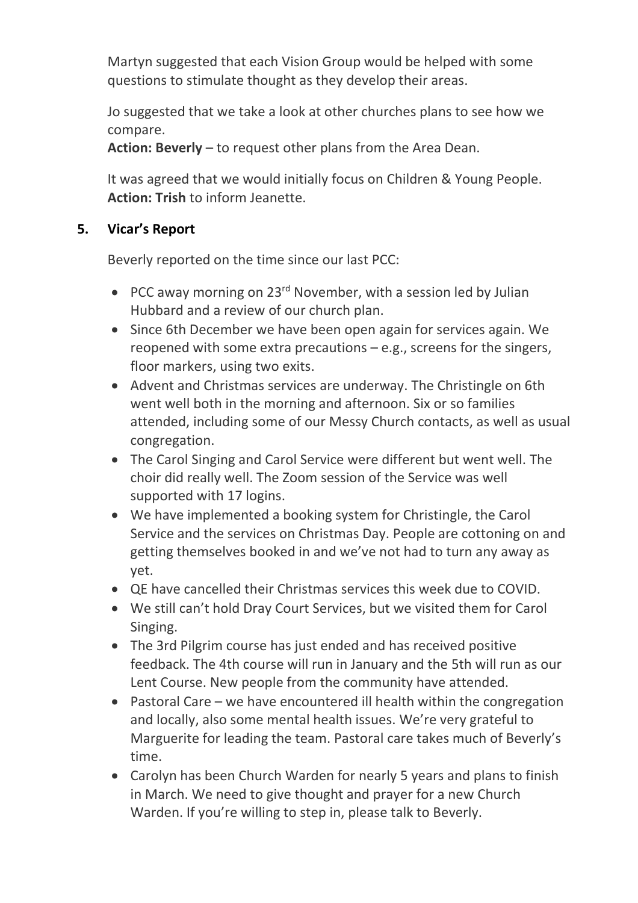Martyn suggested that each Vision Group would be helped with some questions to stimulate thought as they develop their areas.

Jo suggested that we take a look at other churches plans to see how we compare.
**Action: Beverly** – to request other plans from the Area Dean.

It was agreed that we would initially focus on Children & Young People.
**Action: Trish** to inform Jeanette.

## 5. Vicar's Report

Beverly reported on the time since our last PCC:

- PCC away morning on 23rd November, with a session led by Julian Hubbard and a review of our church plan.
- Since 6th December we have been open again for services again. We reopened with some extra precautions – e.g., screens for the singers, floor markers, using two exits.
- Advent and Christmas services are underway. The Christingle on 6th went well both in the morning and afternoon. Six or so families attended, including some of our Messy Church contacts, as well as usual congregation.
- The Carol Singing and Carol Service were different but went well. The choir did really well. The Zoom session of the Service was well supported with 17 logins.
- We have implemented a booking system for Christingle, the Carol Service and the services on Christmas Day. People are cottoning on and getting themselves booked in and we've not had to turn any away as yet.
- QE have cancelled their Christmas services this week due to COVID.
- We still can't hold Dray Court Services, but we visited them for Carol Singing.
- The 3rd Pilgrim course has just ended and has received positive feedback. The 4th course will run in January and the 5th will run as our Lent Course. New people from the community have attended.
- Pastoral Care – we have encountered ill health within the congregation and locally, also some mental health issues. We're very grateful to Marguerite for leading the team. Pastoral care takes much of Beverly's time.
- Carolyn has been Church Warden for nearly 5 years and plans to finish in March. We need to give thought and prayer for a new Church Warden. If you're willing to step in, please talk to Beverly.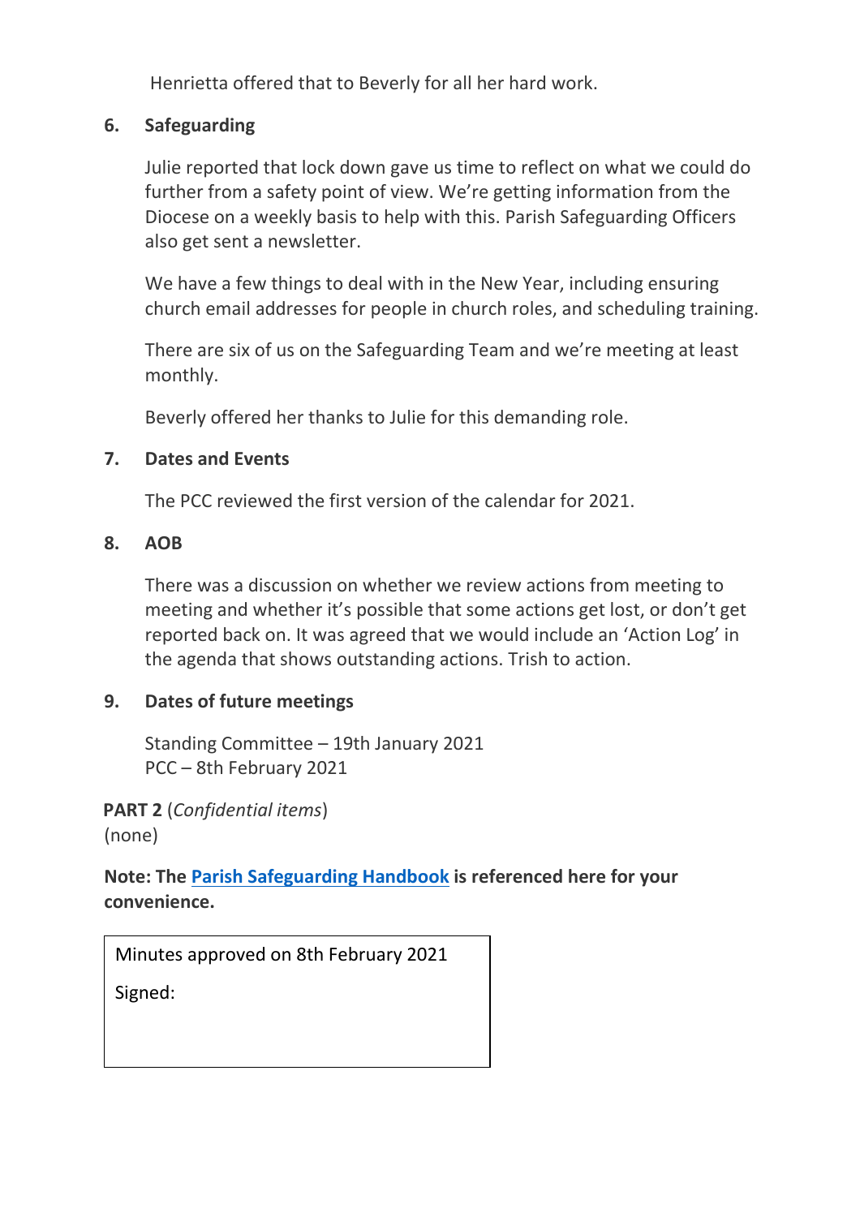Henrietta offered that to Beverly for all her hard work.

## 6. Safeguarding

Julie reported that lock down gave us time to reflect on what we could do further from a safety point of view. We're getting information from the Diocese on a weekly basis to help with this. Parish Safeguarding Officers also get sent a newsletter.

We have a few things to deal with in the New Year, including ensuring church email addresses for people in church roles, and scheduling training.

There are six of us on the Safeguarding Team and we're meeting at least monthly.

Beverly offered her thanks to Julie for this demanding role.

## 7. Dates and Events

The PCC reviewed the first version of the calendar for 2021.

## 8. AOB

There was a discussion on whether we review actions from meeting to meeting and whether it's possible that some actions get lost, or don't get reported back on. It was agreed that we would include an 'Action Log' in the agenda that shows outstanding actions. Trish to action.

## 9. Dates of future meetings

Standing Committee – 19th January 2021
PCC – 8th February 2021

**PART 2** (*Confidential items*)
(none)

**Note: The Parish Safeguarding Handbook is referenced here for your convenience.**

| Minutes approved on 8th February 2021 |
|---|
| Signed: |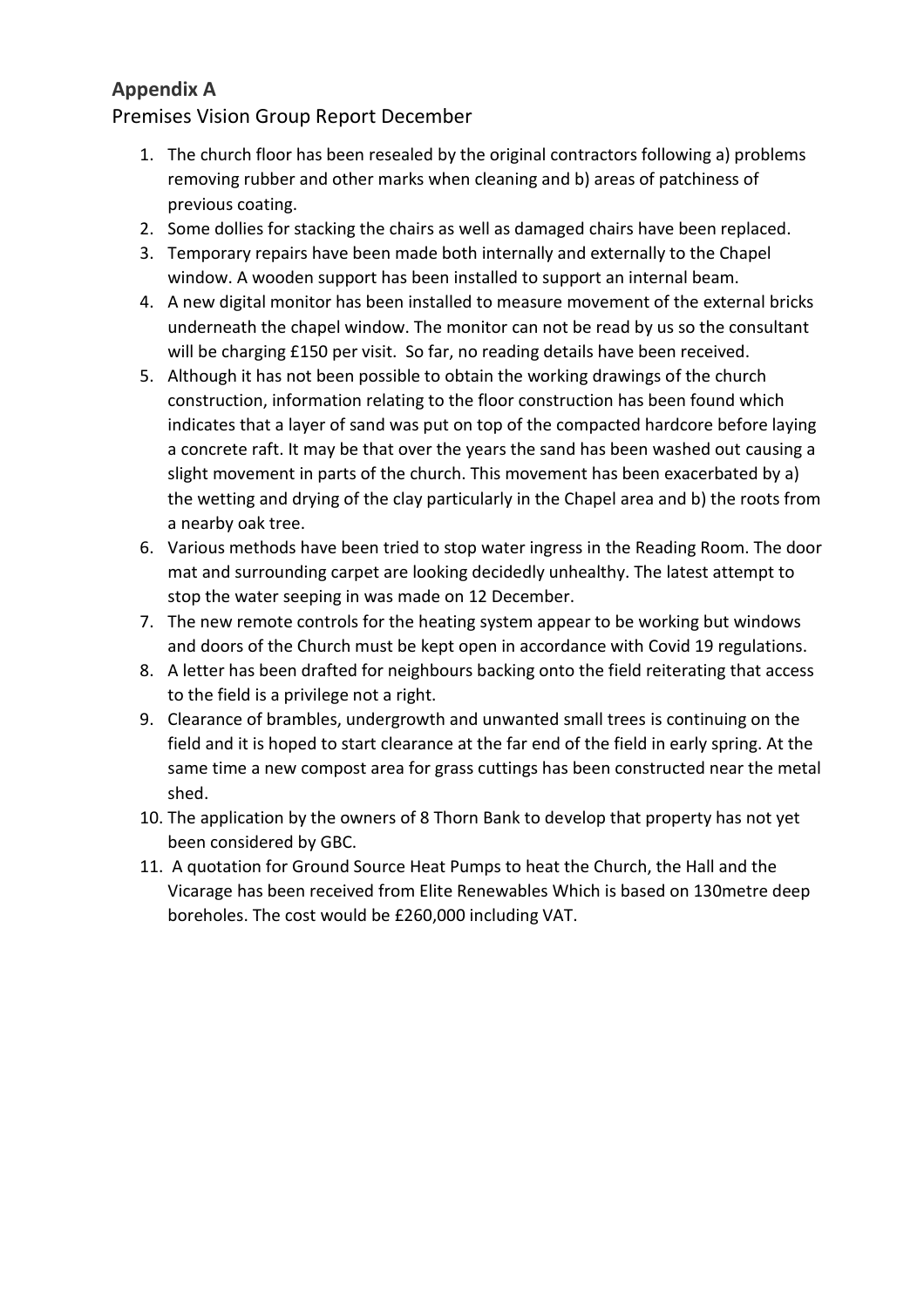## Appendix A

Premises Vision Group Report December

1. The church floor has been resealed by the original contractors following a) problems removing rubber and other marks when cleaning and b) areas of patchiness of previous coating.
2. Some dollies for stacking the chairs as well as damaged chairs have been replaced.
3. Temporary repairs have been made both internally and externally to the Chapel window. A wooden support has been installed to support an internal beam.
4. A new digital monitor has been installed to measure movement of the external bricks underneath the chapel window. The monitor can not be read by us so the consultant will be charging £150 per visit. So far, no reading details have been received.
5. Although it has not been possible to obtain the working drawings of the church construction, information relating to the floor construction has been found which indicates that a layer of sand was put on top of the compacted hardcore before laying a concrete raft. It may be that over the years the sand has been washed out causing a slight movement in parts of the church. This movement has been exacerbated by a) the wetting and drying of the clay particularly in the Chapel area and b) the roots from a nearby oak tree.
6. Various methods have been tried to stop water ingress in the Reading Room. The door mat and surrounding carpet are looking decidedly unhealthy. The latest attempt to stop the water seeping in was made on 12 December.
7. The new remote controls for the heating system appear to be working but windows and doors of the Church must be kept open in accordance with Covid 19 regulations.
8. A letter has been drafted for neighbours backing onto the field reiterating that access to the field is a privilege not a right.
9. Clearance of brambles, undergrowth and unwanted small trees is continuing on the field and it is hoped to start clearance at the far end of the field in early spring. At the same time a new compost area for grass cuttings has been constructed near the metal shed.
10. The application by the owners of 8 Thorn Bank to develop that property has not yet been considered by GBC.
11. A quotation for Ground Source Heat Pumps to heat the Church, the Hall and the Vicarage has been received from Elite Renewables Which is based on 130metre deep boreholes. The cost would be £260,000 including VAT.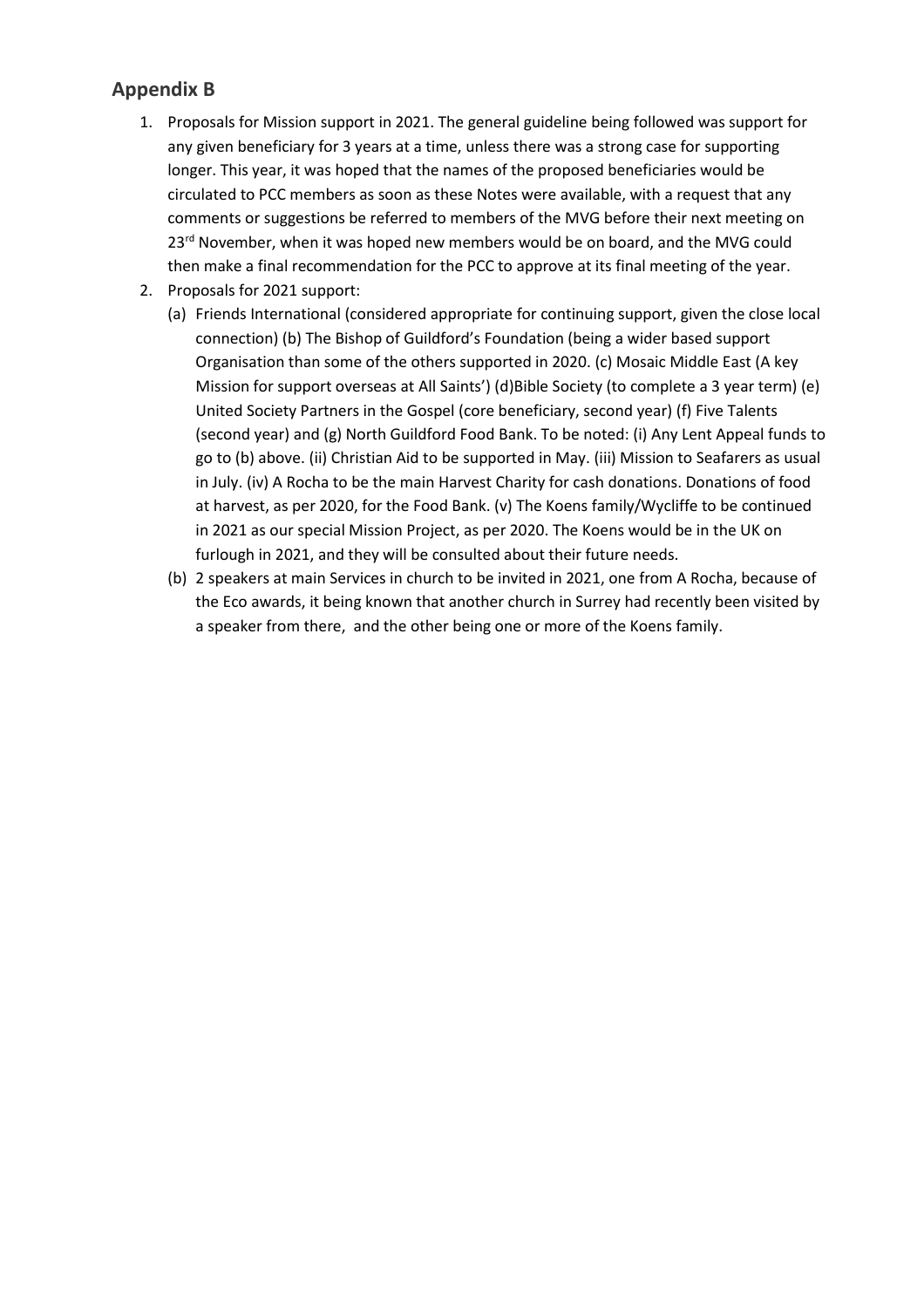## Appendix B

1. Proposals for Mission support in 2021. The general guideline being followed was support for any given beneficiary for 3 years at a time, unless there was a strong case for supporting longer. This year, it was hoped that the names of the proposed beneficiaries would be circulated to PCC members as soon as these Notes were available, with a request that any comments or suggestions be referred to members of the MVG before their next meeting on 23rd November, when it was hoped new members would be on board, and the MVG could then make a final recommendation for the PCC to approve at its final meeting of the year.
2. Proposals for 2021 support:
   (a) Friends International (considered appropriate for continuing support, given the close local connection) (b) The Bishop of Guildford's Foundation (being a wider based support Organisation than some of the others supported in 2020. (c) Mosaic Middle East (A key Mission for support overseas at All Saints') (d)Bible Society (to complete a 3 year term) (e) United Society Partners in the Gospel (core beneficiary, second year) (f) Five Talents (second year) and (g) North Guildford Food Bank. To be noted: (i) Any Lent Appeal funds to go to (b) above. (ii) Christian Aid to be supported in May. (iii) Mission to Seafarers as usual in July. (iv) A Rocha to be the main Harvest Charity for cash donations. Donations of food at harvest, as per 2020, for the Food Bank. (v) The Koens family/Wycliffe to be continued in 2021 as our special Mission Project, as per 2020. The Koens would be in the UK on furlough in 2021, and they will be consulted about their future needs.

   (b) 2 speakers at main Services in church to be invited in 2021, one from A Rocha, because of the Eco awards, it being known that another church in Surrey had recently been visited by a speaker from there, and the other being one or more of the Koens family.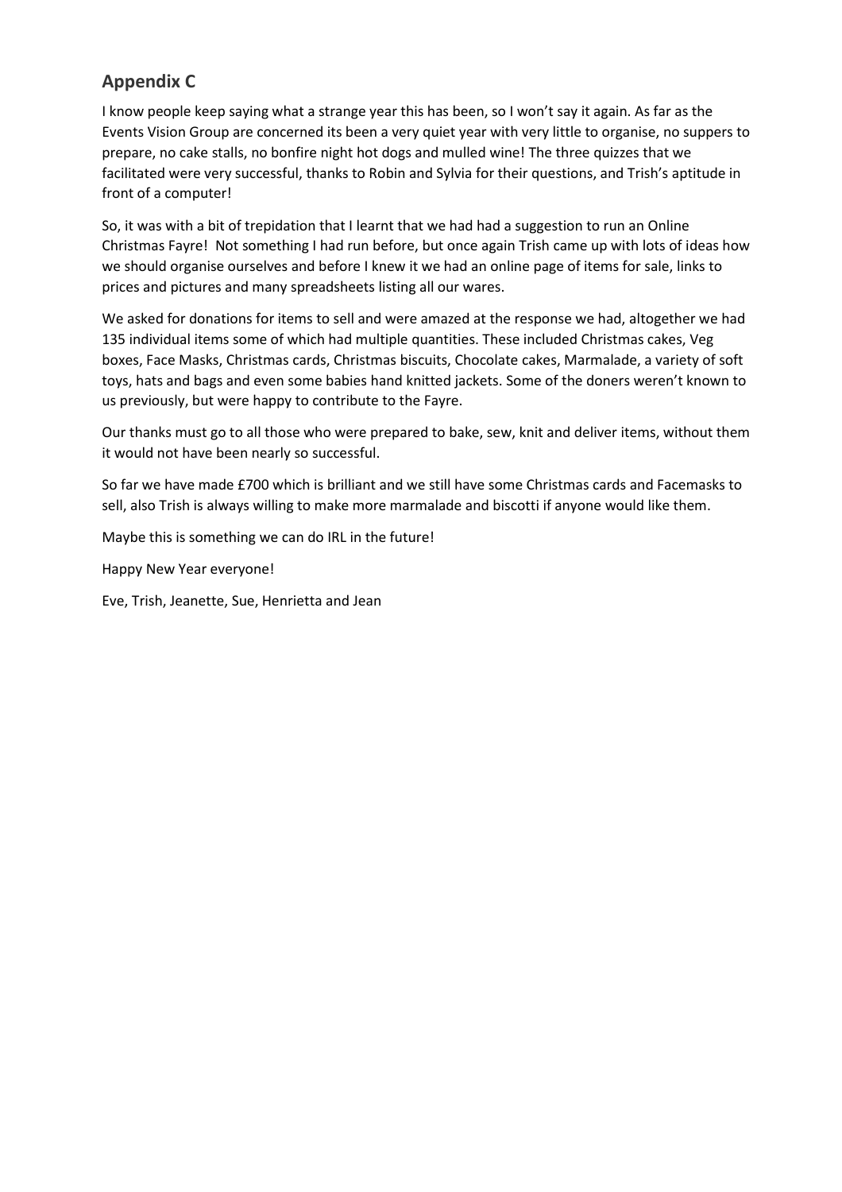## Appendix C

I know people keep saying what a strange year this has been, so I won't say it again. As far as the Events Vision Group are concerned its been a very quiet year with very little to organise, no suppers to prepare, no cake stalls, no bonfire night hot dogs and mulled wine! The three quizzes that we facilitated were very successful, thanks to Robin and Sylvia for their questions, and Trish's aptitude in front of a computer!

So, it was with a bit of trepidation that I learnt that we had had a suggestion to run an Online Christmas Fayre! Not something I had run before, but once again Trish came up with lots of ideas how we should organise ourselves and before I knew it we had an online page of items for sale, links to prices and pictures and many spreadsheets listing all our wares.

We asked for donations for items to sell and were amazed at the response we had, altogether we had 135 individual items some of which had multiple quantities. These included Christmas cakes, Veg boxes, Face Masks, Christmas cards, Christmas biscuits, Chocolate cakes, Marmalade, a variety of soft toys, hats and bags and even some babies hand knitted jackets. Some of the doners weren't known to us previously, but were happy to contribute to the Fayre.

Our thanks must go to all those who were prepared to bake, sew, knit and deliver items, without them it would not have been nearly so successful.

So far we have made £700 which is brilliant and we still have some Christmas cards and Facemasks to sell, also Trish is always willing to make more marmalade and biscotti if anyone would like them.

Maybe this is something we can do IRL in the future!

Happy New Year everyone!

Eve, Trish, Jeanette, Sue, Henrietta and Jean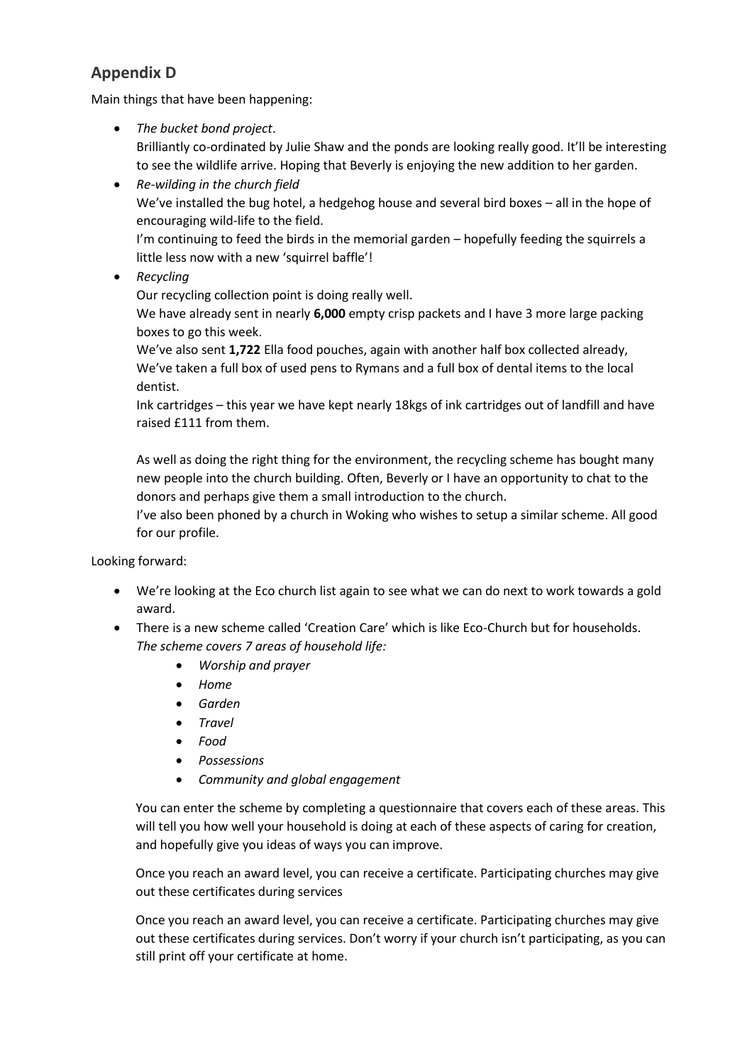## Appendix D

Main things that have been happening:

- *The bucket bond project*.
  Brilliantly co-ordinated by Julie Shaw and the ponds are looking really good. It'll be interesting to see the wildlife arrive. Hoping that Beverly is enjoying the new addition to her garden.
- *Re-wilding in the church field*
  We've installed the bug hotel, a hedgehog house and several bird boxes – all in the hope of encouraging wild-life to the field.
  I'm continuing to feed the birds in the memorial garden – hopefully feeding the squirrels a little less now with a new 'squirrel baffle'!
- *Recycling*
  Our recycling collection point is doing really well.
  We have already sent in nearly **6,000** empty crisp packets and I have 3 more large packing boxes to go this week.
  We've also sent **1,722** Ella food pouches, again with another half box collected already,
  We've taken a full box of used pens to Rymans and a full box of dental items to the local dentist.
  Ink cartridges – this year we have kept nearly 18kgs of ink cartridges out of landfill and have raised £111 from them.

  As well as doing the right thing for the environment, the recycling scheme has bought many new people into the church building. Often, Beverly or I have an opportunity to chat to the donors and perhaps give them a small introduction to the church.
  I've also been phoned by a church in Woking who wishes to setup a similar scheme. All good for our profile.

Looking forward:

- We're looking at the Eco church list again to see what we can do next to work towards a gold award.
- There is a new scheme called 'Creation Care' which is like Eco-Church but for households.
  *The scheme covers 7 areas of household life:*
  - *Worship and prayer*
  - *Home*
  - *Garden*
  - *Travel*
  - *Food*
  - *Possessions*
  - *Community and global engagement*

  You can enter the scheme by completing a questionnaire that covers each of these areas. This will tell you how well your household is doing at each of these aspects of caring for creation, and hopefully give you ideas of ways you can improve.

  Once you reach an award level, you can receive a certificate. Participating churches may give out these certificates during services

  Once you reach an award level, you can receive a certificate. Participating churches may give out these certificates during services. Don't worry if your church isn't participating, as you can still print off your certificate at home.